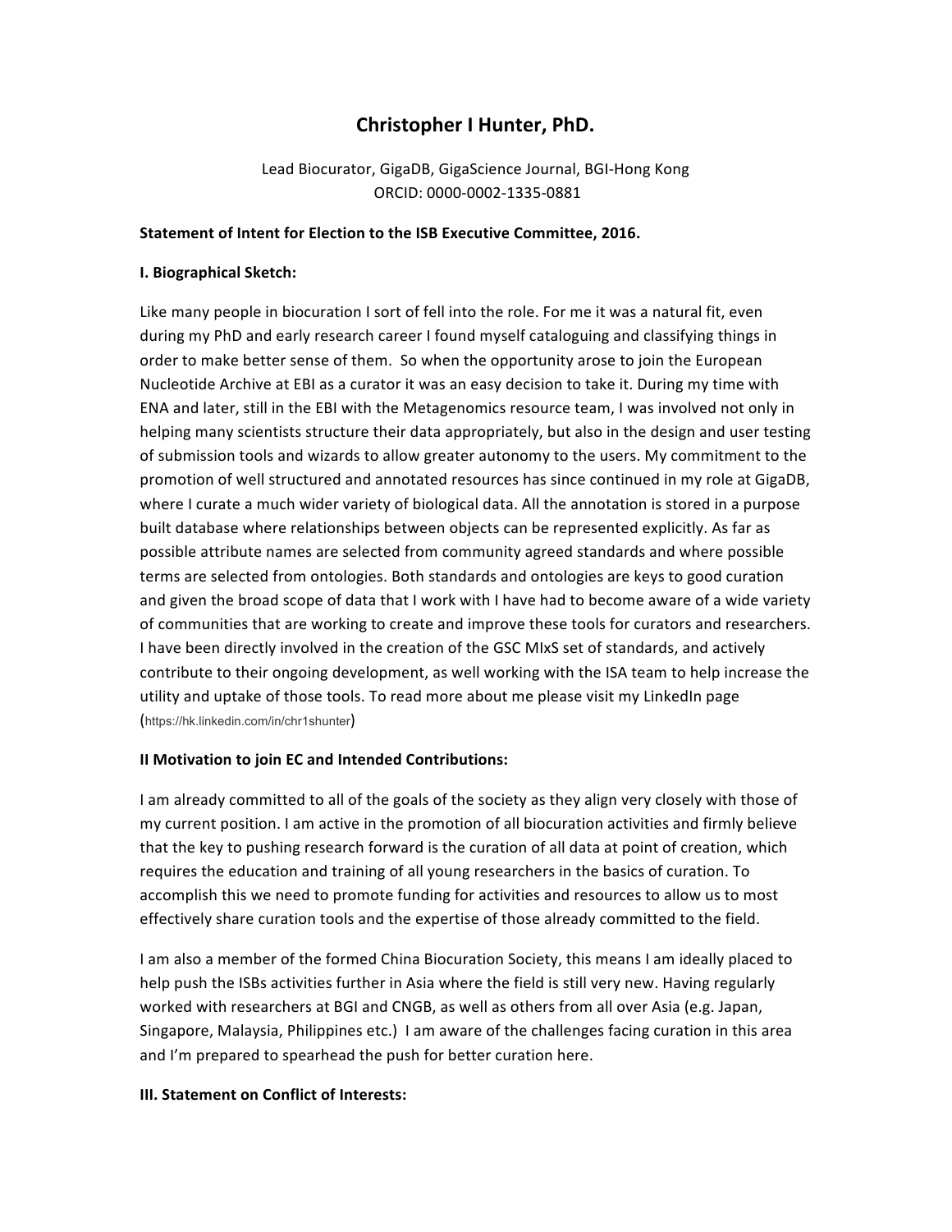# Christopher I Hunter, PhD.

Lead Biocurator, GigaDB, GigaScience Journal, BGI-Hong Kong
ORCID: 0000-0002-1335-0881

**Statement of Intent for Election to the ISB Executive Committee, 2016.**

**I. Biographical Sketch:**

Like many people in biocuration I sort of fell into the role. For me it was a natural fit, even during my PhD and early research career I found myself cataloguing and classifying things in order to make better sense of them. So when the opportunity arose to join the European Nucleotide Archive at EBI as a curator it was an easy decision to take it. During my time with ENA and later, still in the EBI with the Metagenomics resource team, I was involved not only in helping many scientists structure their data appropriately, but also in the design and user testing of submission tools and wizards to allow greater autonomy to the users. My commitment to the promotion of well structured and annotated resources has since continued in my role at GigaDB, where I curate a much wider variety of biological data. All the annotation is stored in a purpose built database where relationships between objects can be represented explicitly. As far as possible attribute names are selected from community agreed standards and where possible terms are selected from ontologies. Both standards and ontologies are keys to good curation and given the broad scope of data that I work with I have had to become aware of a wide variety of communities that are working to create and improve these tools for curators and researchers. I have been directly involved in the creation of the GSC MIxS set of standards, and actively contribute to their ongoing development, as well working with the ISA team to help increase the utility and uptake of those tools. To read more about me please visit my LinkedIn page (https://hk.linkedin.com/in/chr1shunter)

**II Motivation to join EC and Intended Contributions:**

I am already committed to all of the goals of the society as they align very closely with those of my current position. I am active in the promotion of all biocuration activities and firmly believe that the key to pushing research forward is the curation of all data at point of creation, which requires the education and training of all young researchers in the basics of curation. To accomplish this we need to promote funding for activities and resources to allow us to most effectively share curation tools and the expertise of those already committed to the field.

I am also a member of the formed China Biocuration Society, this means I am ideally placed to help push the ISBs activities further in Asia where the field is still very new. Having regularly worked with researchers at BGI and CNGB, as well as others from all over Asia (e.g. Japan, Singapore, Malaysia, Philippines etc.) I am aware of the challenges facing curation in this area and I'm prepared to spearhead the push for better curation here.

**III. Statement on Conflict of Interests:**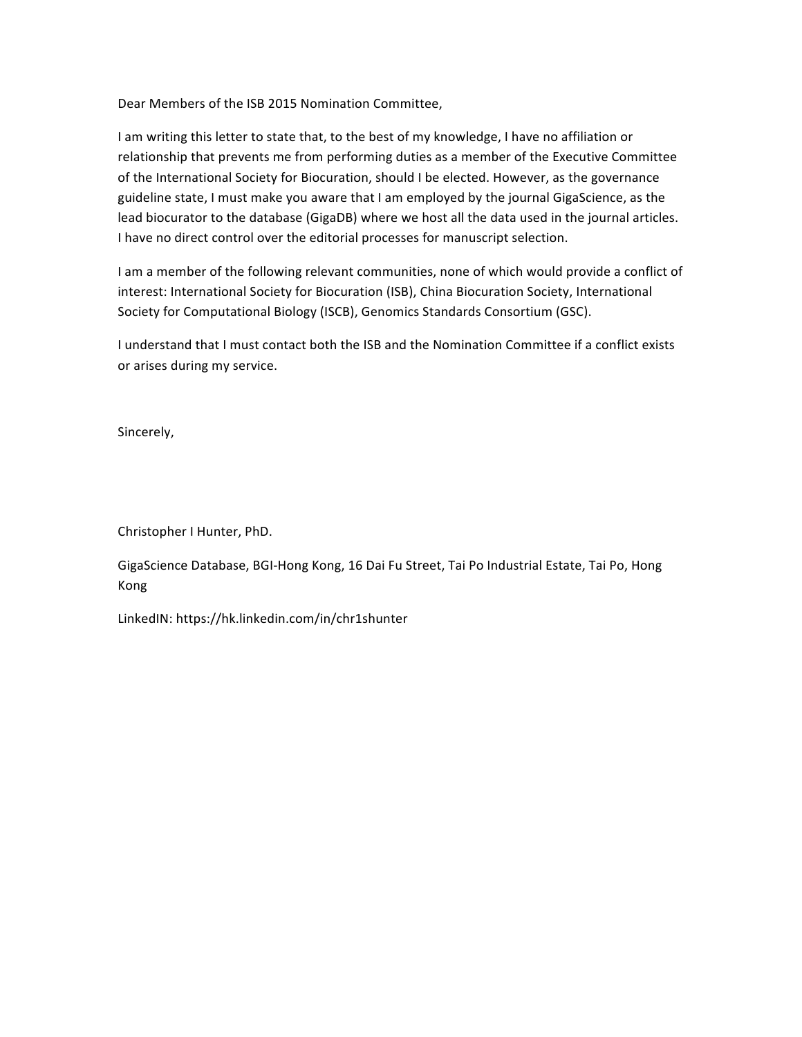Dear Members of the ISB 2015 Nomination Committee,

I am writing this letter to state that, to the best of my knowledge, I have no affiliation or relationship that prevents me from performing duties as a member of the Executive Committee of the International Society for Biocuration, should I be elected. However, as the governance guideline state, I must make you aware that I am employed by the journal GigaScience, as the lead biocurator to the database (GigaDB) where we host all the data used in the journal articles. I have no direct control over the editorial processes for manuscript selection.

I am a member of the following relevant communities, none of which would provide a conflict of interest: International Society for Biocuration (ISB), China Biocuration Society, International Society for Computational Biology (ISCB), Genomics Standards Consortium (GSC).

I understand that I must contact both the ISB and the Nomination Committee if a conflict exists or arises during my service.

Sincerely,

Christopher I Hunter, PhD.

GigaScience Database, BGI-Hong Kong, 16 Dai Fu Street, Tai Po Industrial Estate, Tai Po, Hong Kong

LinkedIN: https://hk.linkedin.com/in/chr1shunter